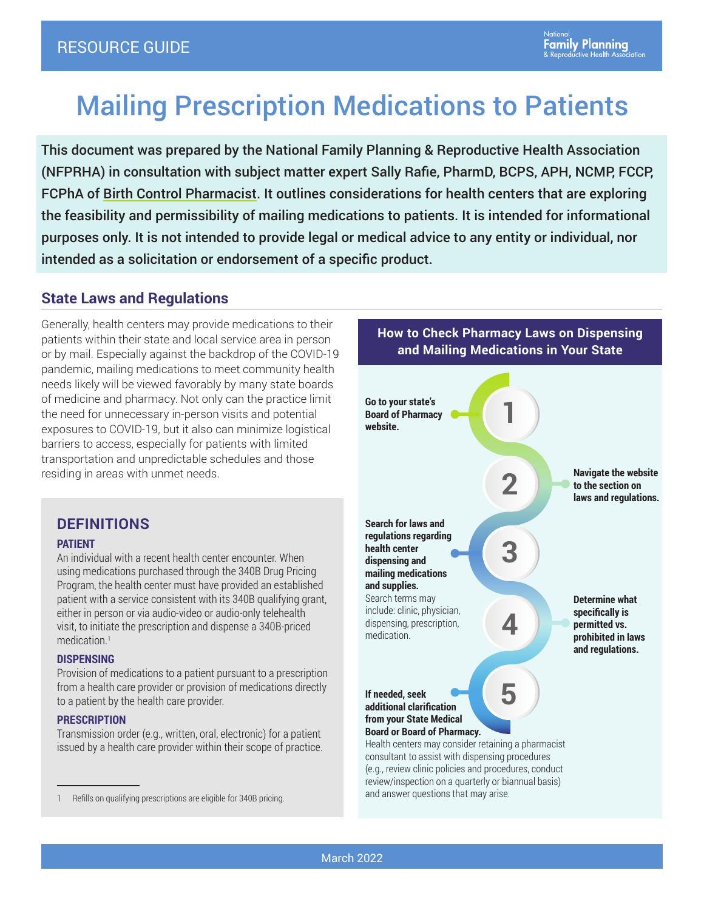# Mailing Prescription Medications to Patients

**This document was prepared by the National Family Planning & Reproductive Health Association (NFPRHA) in consultation with subject matter expert Sally Rafie, PharmD, BCPS, APH, NCMP, FCCP, FCPhA of Birth Control Pharmacist. It outlines considerations for health centers that are exploring the feasibility and permissibility of mailing medications to patients. It is intended for informational purposes only. It is not intended to provide legal or medical advice to any entity or individual, nor intended as a solicitation or endorsement of a specific product.**

## State Laws and Regulations

Generally, health centers may provide medications to their patients within their state and local service area in person or by mail. Especially against the backdrop of the COVID-19 pandemic, mailing medications to meet community health needs likely will be viewed favorably by many state boards of medicine and pharmacy. Not only can the practice limit the need for unnecessary in-person visits and potential exposures to COVID-19, but it also can minimize logistical barriers to access, especially for patients with limited transportation and unpredictable schedules and those residing in areas with unmet needs.

### DEFINITIONS

**PATIENT**

An individual with a recent health center encounter. When using medications purchased through the 340B Drug Pricing Program, the health center must have provided an established patient with a service consistent with its 340B qualifying grant, either in person or via audio-video or audio-only telehealth visit, to initiate the prescription and dispense a 340B-priced medication.[1]

**DISPENSING**

Provision of medications to a patient pursuant to a prescription from a health care provider or provision of medications directly to a patient by the health care provider.

**PRESCRIPTION**

Transmission order (e.g., written, oral, electronic) for a patient issued by a health care provider within their scope of practice.

[1] Refills on qualifying prescriptions are eligible for 340B pricing.

### How to Check Pharmacy Laws on Dispensing and Mailing Medications in Your State

1. **Go to your state's Board of Pharmacy website.**
2. **Navigate the website to the section on laws and regulations.**
3. **Search for laws and regulations regarding health center dispensing and mailing medications and supplies.** Search terms may include: clinic, physician, dispensing, prescription, medication.
4. **Determine what specifically is permitted vs. prohibited in laws and regulations.**
5. **If needed, seek additional clarification from your State Medical Board or Board of Pharmacy.** Health centers may consider retaining a pharmacist consultant to assist with dispensing procedures (e.g., review clinic policies and procedures, conduct review/inspection on a quarterly or biannual basis) and answer questions that may arise.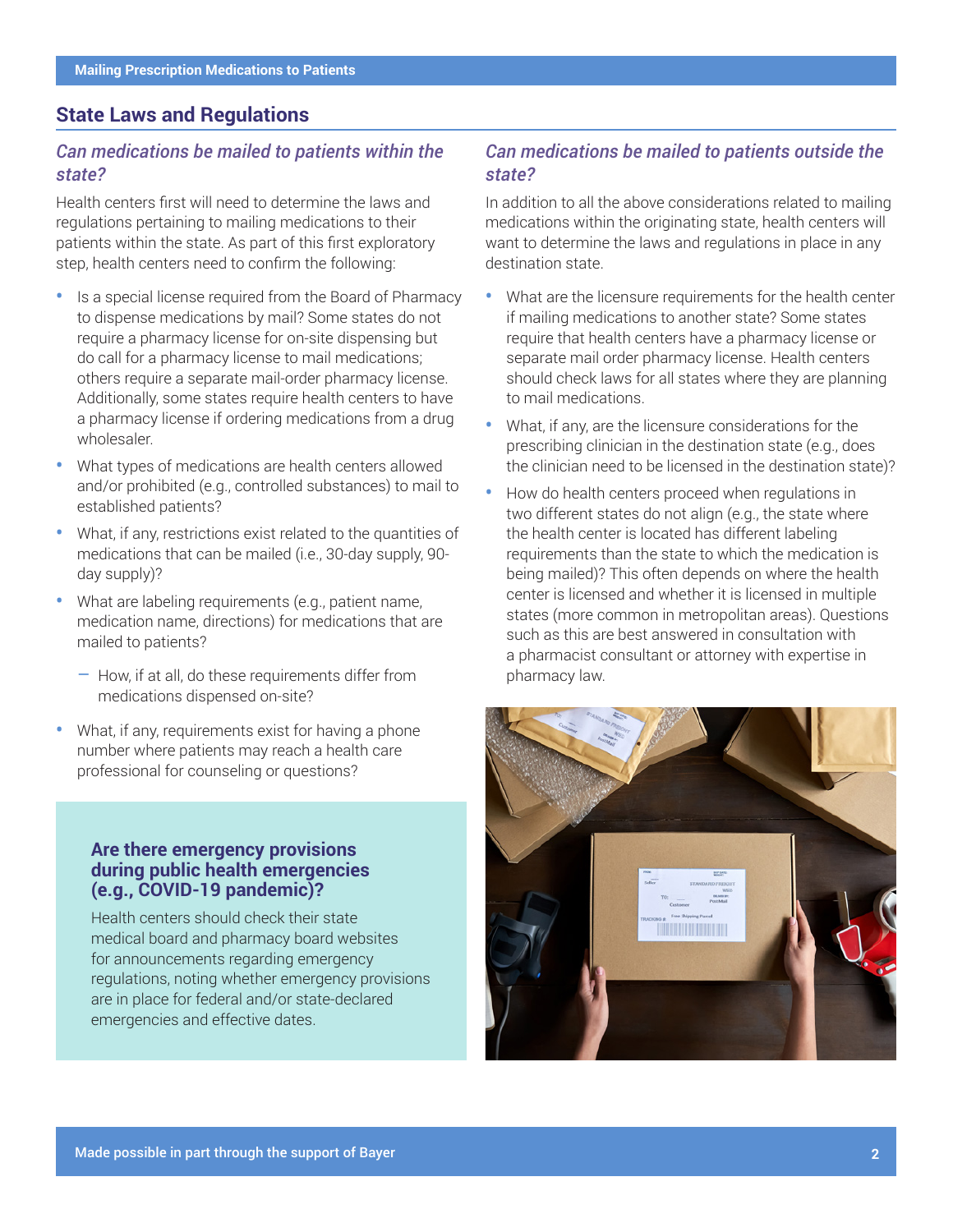## State Laws and Regulations

### *Can medications be mailed to patients within the state?*

Health centers first will need to determine the laws and regulations pertaining to mailing medications to their patients within the state. As part of this first exploratory step, health centers need to confirm the following:

- Is a special license required from the Board of Pharmacy to dispense medications by mail? Some states do not require a pharmacy license for on-site dispensing but do call for a pharmacy license to mail medications; others require a separate mail-order pharmacy license. Additionally, some states require health centers to have a pharmacy license if ordering medications from a drug wholesaler.
- What types of medications are health centers allowed and/or prohibited (e.g., controlled substances) to mail to established patients?
- What, if any, restrictions exist related to the quantities of medications that can be mailed (i.e., 30-day supply, 90-day supply)?
- What are labeling requirements (e.g., patient name, medication name, directions) for medications that are mailed to patients?
  - How, if at all, do these requirements differ from medications dispensed on-site?
- What, if any, requirements exist for having a phone number where patients may reach a health care professional for counseling or questions?

### Are there emergency provisions during public health emergencies (e.g., COVID-19 pandemic)?

Health centers should check their state medical board and pharmacy board websites for announcements regarding emergency regulations, noting whether emergency provisions are in place for federal and/or state-declared emergencies and effective dates.

### *Can medications be mailed to patients outside the state?*

In addition to all the above considerations related to mailing medications within the originating state, health centers will want to determine the laws and regulations in place in any destination state.

- What are the licensure requirements for the health center if mailing medications to another state? Some states require that health centers have a pharmacy license or separate mail order pharmacy license. Health centers should check laws for all states where they are planning to mail medications.
- What, if any, are the licensure considerations for the prescribing clinician in the destination state (e.g., does the clinician need to be licensed in the destination state)?
- How do health centers proceed when regulations in two different states do not align (e.g., the state where the health center is located has different labeling requirements than the state to which the medication is being mailed)? This often depends on where the health center is licensed and whether it is licensed in multiple states (more common in metropolitan areas). Questions such as this are best answered in consultation with a pharmacist consultant or attorney with expertise in pharmacy law.

Made possible in part through the support of Bayer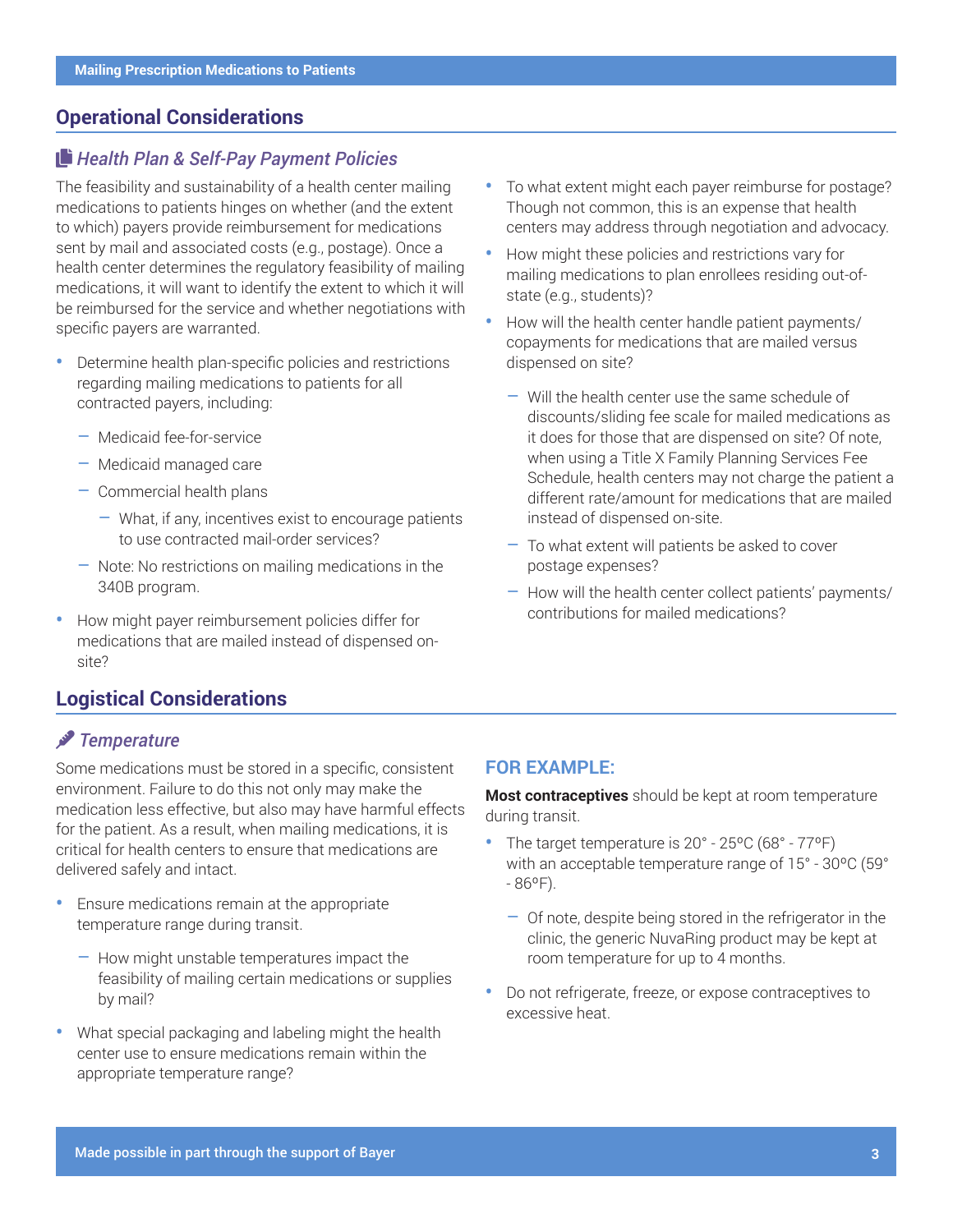## Operational Considerations

### *Health Plan & Self-Pay Payment Policies*

The feasibility and sustainability of a health center mailing medications to patients hinges on whether (and the extent to which) payers provide reimbursement for medications sent by mail and associated costs (e.g., postage). Once a health center determines the regulatory feasibility of mailing medications, it will want to identify the extent to which it will be reimbursed for the service and whether negotiations with specific payers are warranted.

- Determine health plan-specific policies and restrictions regarding mailing medications to patients for all contracted payers, including:
  - Medicaid fee-for-service
  - Medicaid managed care
  - Commercial health plans
    - What, if any, incentives exist to encourage patients to use contracted mail-order services?
  - Note: No restrictions on mailing medications in the 340B program.
- How might payer reimbursement policies differ for medications that are mailed instead of dispensed on-site?
- To what extent might each payer reimburse for postage? Though not common, this is an expense that health centers may address through negotiation and advocacy.
- How might these policies and restrictions vary for mailing medications to plan enrollees residing out-of-state (e.g., students)?
- How will the health center handle patient payments/copayments for medications that are mailed versus dispensed on site?
  - Will the health center use the same schedule of discounts/sliding fee scale for mailed medications as it does for those that are dispensed on site? Of note, when using a Title X Family Planning Services Fee Schedule, health centers may not charge the patient a different rate/amount for medications that are mailed instead of dispensed on-site.
  - To what extent will patients be asked to cover postage expenses?
  - How will the health center collect patients' payments/contributions for mailed medications?

## Logistical Considerations

### *Temperature*

Some medications must be stored in a specific, consistent environment. Failure to do this not only may make the medication less effective, but also may have harmful effects for the patient. As a result, when mailing medications, it is critical for health centers to ensure that medications are delivered safely and intact.

- Ensure medications remain at the appropriate temperature range during transit.
  - How might unstable temperatures impact the feasibility of mailing certain medications or supplies by mail?
- What special packaging and labeling might the health center use to ensure medications remain within the appropriate temperature range?

#### FOR EXAMPLE:

**Most contraceptives** should be kept at room temperature during transit.

- The target temperature is 20° - 25ºC (68° - 77ºF) with an acceptable temperature range of 15° - 30ºC (59° - 86ºF).
  - Of note, despite being stored in the refrigerator in the clinic, the generic NuvaRing product may be kept at room temperature for up to 4 months.
- Do not refrigerate, freeze, or expose contraceptives to excessive heat.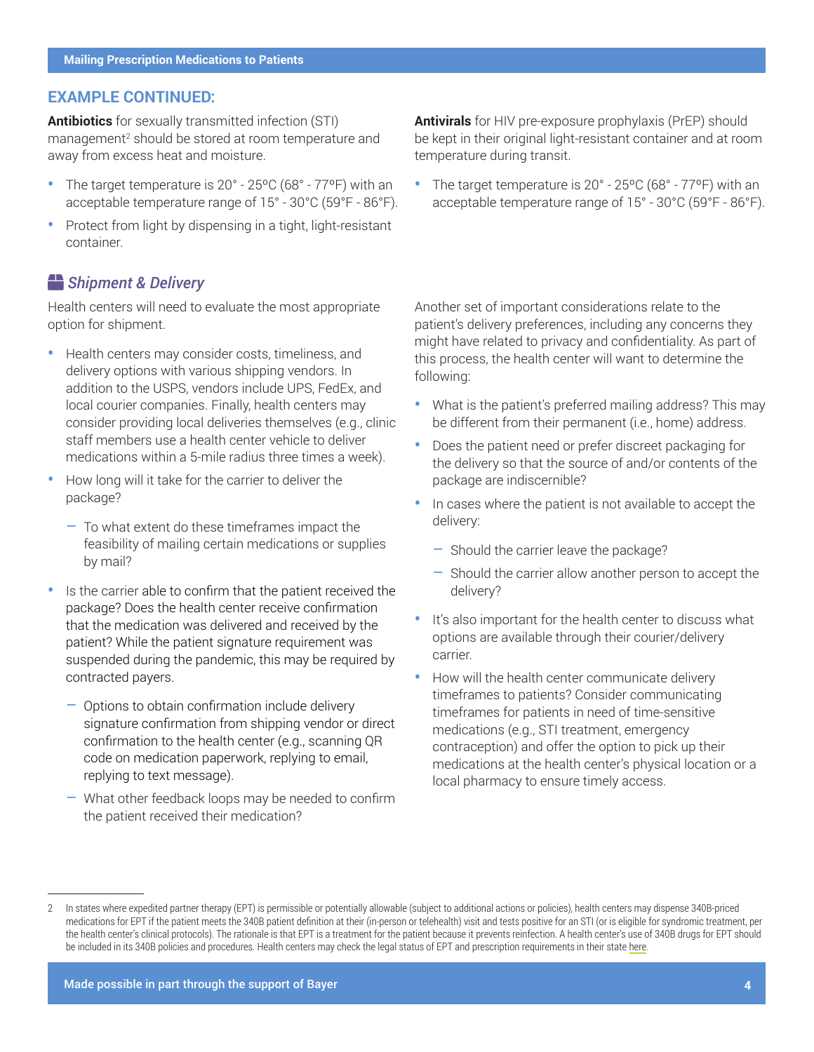## EXAMPLE CONTINUED:

**Antibiotics** for sexually transmitted infection (STI) management[2] should be stored at room temperature and away from excess heat and moisture.

- The target temperature is 20° - 25ºC (68° - 77ºF) with an acceptable temperature range of 15° - 30°C (59°F - 86°F).
- Protect from light by dispensing in a tight, light-resistant container.

**Antivirals** for HIV pre-exposure prophylaxis (PrEP) should be kept in their original light-resistant container and at room temperature during transit.

- The target temperature is 20° - 25ºC (68° - 77ºF) with an acceptable temperature range of 15° - 30°C (59°F - 86°F).

### *Shipment & Delivery*

Health centers will need to evaluate the most appropriate option for shipment.

- Health centers may consider costs, timeliness, and delivery options with various shipping vendors. In addition to the USPS, vendors include UPS, FedEx, and local courier companies. Finally, health centers may consider providing local deliveries themselves (e.g., clinic staff members use a health center vehicle to deliver medications within a 5-mile radius three times a week).
- How long will it take for the carrier to deliver the package?
  - To what extent do these timeframes impact the feasibility of mailing certain medications or supplies by mail?
- Is the carrier able to confirm that the patient received the package? Does the health center receive confirmation that the medication was delivered and received by the patient? While the patient signature requirement was suspended during the pandemic, this may be required by contracted payers.
  - Options to obtain confirmation include delivery signature confirmation from shipping vendor or direct confirmation to the health center (e.g., scanning QR code on medication paperwork, replying to email, replying to text message).
  - What other feedback loops may be needed to confirm the patient received their medication?

Another set of important considerations relate to the patient's delivery preferences, including any concerns they might have related to privacy and confidentiality. As part of this process, the health center will want to determine the following:

- What is the patient's preferred mailing address? This may be different from their permanent (i.e., home) address.
- Does the patient need or prefer discreet packaging for the delivery so that the source of and/or contents of the package are indiscernible?
- In cases where the patient is not available to accept the delivery:
  - Should the carrier leave the package?
  - Should the carrier allow another person to accept the delivery?
- It's also important for the health center to discuss what options are available through their courier/delivery carrier.
- How will the health center communicate delivery timeframes to patients? Consider communicating timeframes for patients in need of time-sensitive medications (e.g., STI treatment, emergency contraception) and offer the option to pick up their medications at the health center's physical location or a local pharmacy to ensure timely access.

---

2 In states where expedited partner therapy (EPT) is permissible or potentially allowable (subject to additional actions or policies), health centers may dispense 340B-priced medications for EPT if the patient meets the 340B patient definition at their (in-person or telehealth) visit and tests positive for an STI (or is eligible for syndromic treatment, per the health center's clinical protocols). The rationale is that EPT is a treatment for the patient because it prevents reinfection. A health center's use of 340B drugs for EPT should be included in its 340B policies and procedures. Health centers may check the legal status of EPT and prescription requirements in their state here.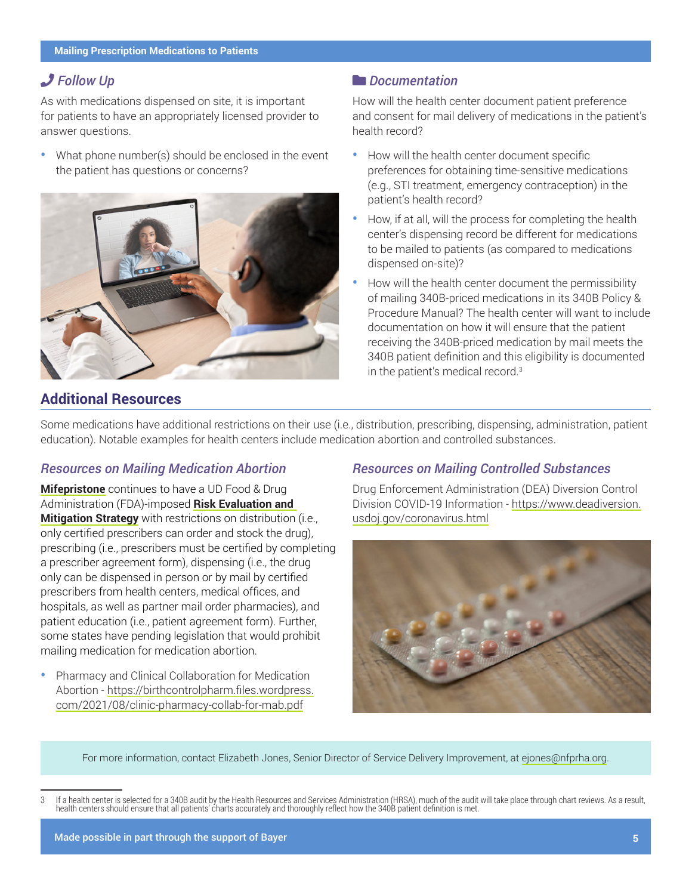### Follow Up

As with medications dispensed on site, it is important for patients to have an appropriately licensed provider to answer questions.

- What phone number(s) should be enclosed in the event the patient has questions or concerns?

### Documentation

How will the health center document patient preference and consent for mail delivery of medications in the patient's health record?

- How will the health center document specific preferences for obtaining time-sensitive medications (e.g., STI treatment, emergency contraception) in the patient's health record?
- How, if at all, will the process for completing the health center's dispensing record be different for medications to be mailed to patients (as compared to medications dispensed on-site)?
- How will the health center document the permissibility of mailing 340B-priced medications in its 340B Policy & Procedure Manual? The health center will want to include documentation on how it will ensure that the patient receiving the 340B-priced medication by mail meets the 340B patient definition and this eligibility is documented in the patient's medical record.[3]

## Additional Resources

Some medications have additional restrictions on their use (i.e., distribution, prescribing, dispensing, administration, patient education). Notable examples for health centers include medication abortion and controlled substances.

### *Resources on Mailing Medication Abortion*

**Mifepristone** continues to have a UD Food & Drug Administration (FDA)-imposed **Risk Evaluation and Mitigation Strategy** with restrictions on distribution (i.e., only certified prescribers can order and stock the drug), prescribing (i.e., prescribers must be certified by completing a prescriber agreement form), dispensing (i.e., the drug only can be dispensed in person or by mail by certified prescribers from health centers, medical offices, and hospitals, as well as partner mail order pharmacies), and patient education (i.e., patient agreement form). Further, some states have pending legislation that would prohibit mailing medication for medication abortion.

- Pharmacy and Clinical Collaboration for Medication Abortion - https://birthcontrolpharm.files.wordpress.com/2021/08/clinic-pharmacy-collab-for-mab.pdf

### *Resources on Mailing Controlled Substances*

Drug Enforcement Administration (DEA) Diversion Control Division COVID-19 Information - https://www.deadiversion.usdoj.gov/coronavirus.html

For more information, contact Elizabeth Jones, Senior Director of Service Delivery Improvement, at ejones@nfprha.org.

3 If a health center is selected for a 340B audit by the Health Resources and Services Administration (HRSA), much of the audit will take place through chart reviews. As a result, health centers should ensure that all patients' charts accurately and thoroughly reflect how the 340B patient definition is met.

Made possible in part through the support of Bayer